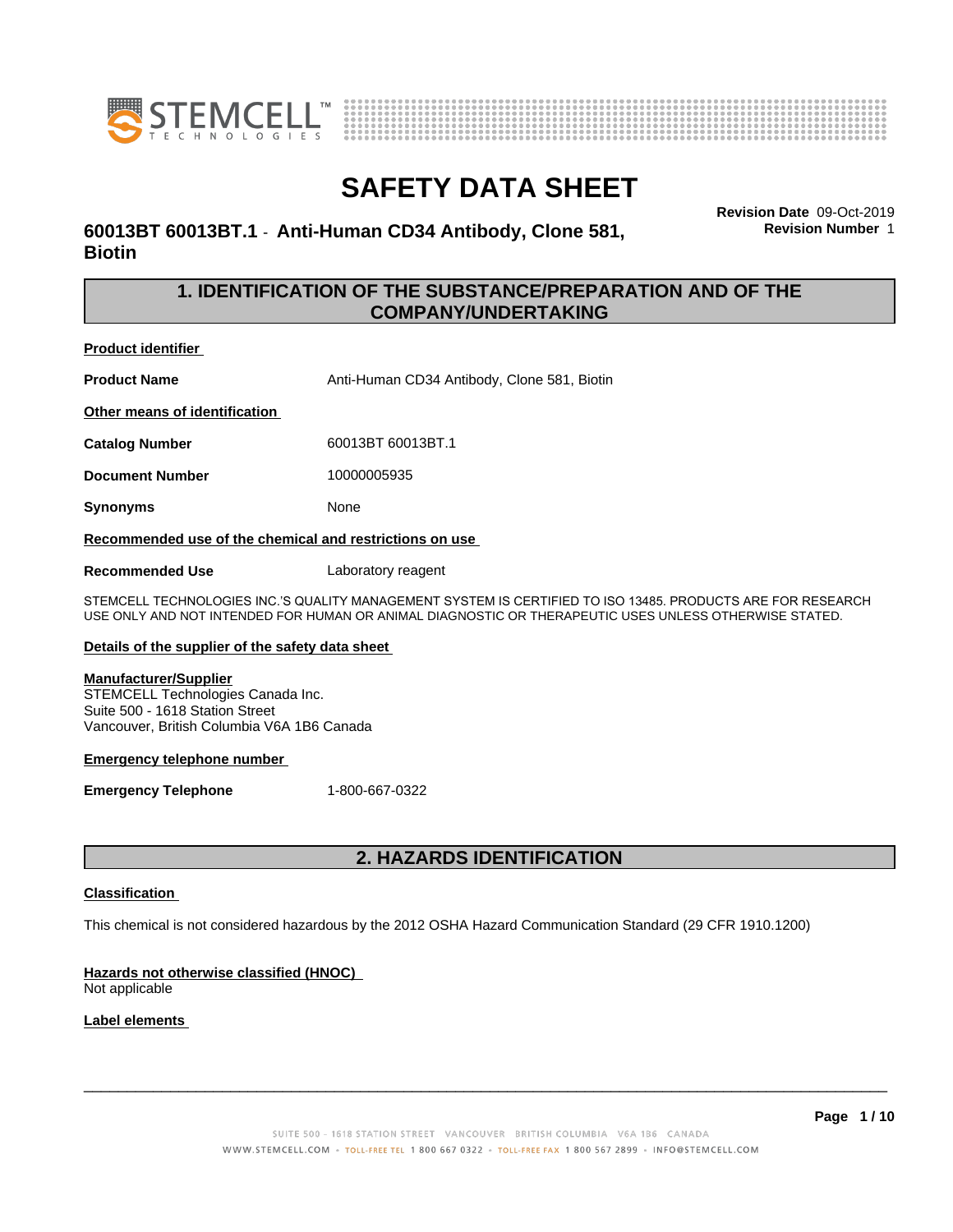# SAFETY DATA SHEET

**60013BT 60013BT.1 - Anti-Human CD34 Antibody, Clone 581, Biotin**

**Revision Date** 09-Oct-2019
**Revision Number** 1

## 1. IDENTIFICATION OF THE SUBSTANCE/PREPARATION AND OF THE COMPANY/UNDERTAKING

**Product identifier**

| | |
|---|---|
| **Product Name** | Anti-Human CD34 Antibody, Clone 581, Biotin |

**Other means of identification**

| | |
|---|---|
| **Catalog Number** | 60013BT 60013BT.1 |
| **Document Number** | 10000005935 |
| **Synonyms** | None |

**Recommended use of the chemical and restrictions on use**

| | |
|---|---|
| **Recommended Use** | Laboratory reagent |

STEMCELL TECHNOLOGIES INC.'S QUALITY MANAGEMENT SYSTEM IS CERTIFIED TO ISO 13485. PRODUCTS ARE FOR RESEARCH USE ONLY AND NOT INTENDED FOR HUMAN OR ANIMAL DIAGNOSTIC OR THERAPEUTIC USES UNLESS OTHERWISE STATED.

**Details of the supplier of the safety data sheet**

**Manufacturer/Supplier**
STEMCELL Technologies Canada Inc.
Suite 500 - 1618 Station Street
Vancouver, British Columbia V6A 1B6 Canada

**Emergency telephone number**

| | |
|---|---|
| **Emergency Telephone** | 1-800-667-0322 |

## 2. HAZARDS IDENTIFICATION

**Classification**

This chemical is not considered hazardous by the 2012 OSHA Hazard Communication Standard (29 CFR 1910.1200)

**Hazards not otherwise classified (HNOC)**
Not applicable

**Label elements**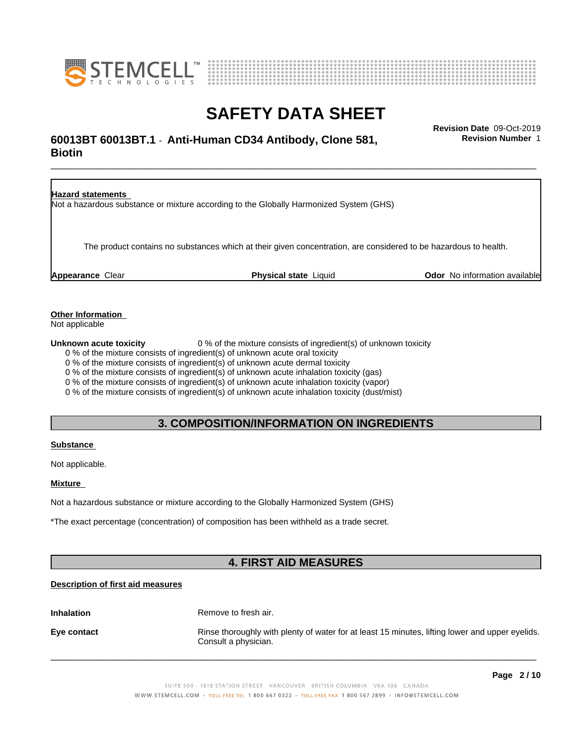**Hazard statements**

Not a hazardous substance or mixture according to the Globally Harmonized System (GHS)

The product contains no substances which at their given concentration, are considered to be hazardous to health.

**Appearance** Clear **Physical state** Liquid **Odor** No information available

**Other Information**

Not applicable

**Unknown acute toxicity** 0 % of the mixture consists of ingredient(s) of unknown toxicity

0 % of the mixture consists of ingredient(s) of unknown acute oral toxicity
0 % of the mixture consists of ingredient(s) of unknown acute dermal toxicity
0 % of the mixture consists of ingredient(s) of unknown acute inhalation toxicity (gas)
0 % of the mixture consists of ingredient(s) of unknown acute inhalation toxicity (vapor)
0 % of the mixture consists of ingredient(s) of unknown acute inhalation toxicity (dust/mist)

## 3. COMPOSITION/INFORMATION ON INGREDIENTS

**Substance**

Not applicable.

**Mixture**

Not a hazardous substance or mixture according to the Globally Harmonized System (GHS)

*The exact percentage (concentration) of composition has been withheld as a trade secret.

## 4. FIRST AID MEASURES

**Description of first aid measures**

**Inhalation** Remove to fresh air.

**Eye contact** Rinse thoroughly with plenty of water for at least 15 minutes, lifting lower and upper eyelids. Consult a physician.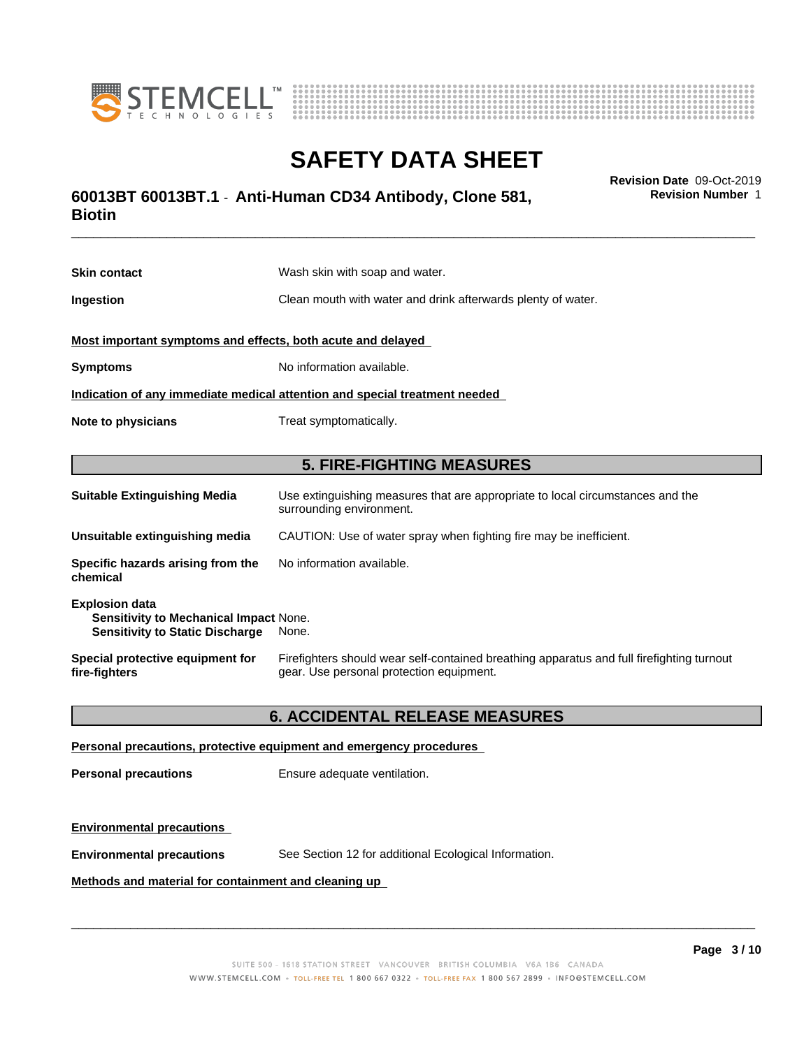**Skin contact** Wash skin with soap and water.

**Ingestion** Clean mouth with water and drink afterwards plenty of water.

**Most important symptoms and effects, both acute and delayed**

**Symptoms** No information available.

**Indication of any immediate medical attention and special treatment needed**

**Note to physicians** Treat symptomatically.

## 5. FIRE-FIGHTING MEASURES

**Suitable Extinguishing Media** Use extinguishing measures that are appropriate to local circumstances and the surrounding environment.

**Unsuitable extinguishing media** CAUTION: Use of water spray when fighting fire may be inefficient.

**Specific hazards arising from the chemical** No information available.

**Explosion data**
**Sensitivity to Mechanical Impact** None.
**Sensitivity to Static Discharge** None.

**Special protective equipment for fire-fighters** Firefighters should wear self-contained breathing apparatus and full firefighting turnout gear. Use personal protection equipment.

## 6. ACCIDENTAL RELEASE MEASURES

**Personal precautions, protective equipment and emergency procedures**

**Personal precautions** Ensure adequate ventilation.

**Environmental precautions**

**Environmental precautions** See Section 12 for additional Ecological Information.

**Methods and material for containment and cleaning up**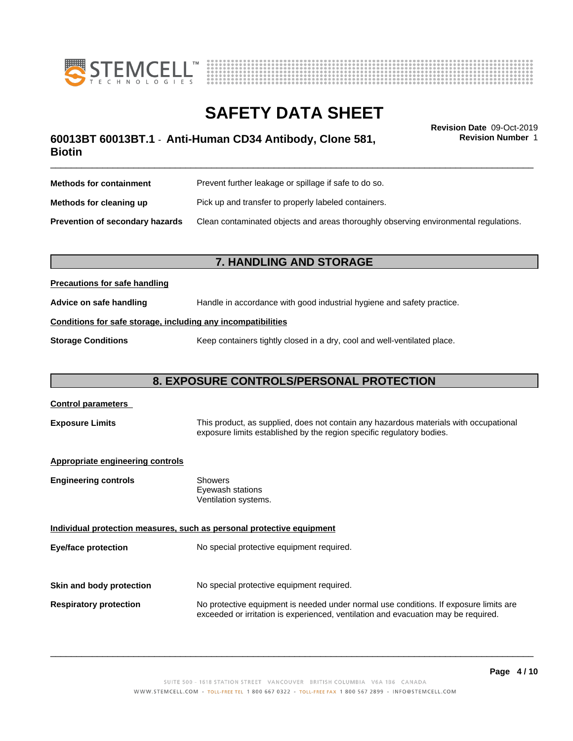| | |
|---|---|
| **Methods for containment** | Prevent further leakage or spillage if safe to do so. |
| **Methods for cleaning up** | Pick up and transfer to properly labeled containers. |
| **Prevention of secondary hazards** | Clean contaminated objects and areas thoroughly observing environmental regulations. |

## 7. HANDLING AND STORAGE

**Precautions for safe handling**

**Advice on safe handling** Handle in accordance with good industrial hygiene and safety practice.

**Conditions for safe storage, including any incompatibilities**

**Storage Conditions** Keep containers tightly closed in a dry, cool and well-ventilated place.

## 8. EXPOSURE CONTROLS/PERSONAL PROTECTION

**Control parameters**

**Exposure Limits** This product, as supplied, does not contain any hazardous materials with occupational exposure limits established by the region specific regulatory bodies.

**Appropriate engineering controls**

**Engineering controls** Showers
Eyewash stations
Ventilation systems.

**Individual protection measures, such as personal protective equipment**

**Eye/face protection** No special protective equipment required.

**Skin and body protection** No special protective equipment required.

**Respiratory protection** No protective equipment is needed under normal use conditions. If exposure limits are exceeded or irritation is experienced, ventilation and evacuation may be required.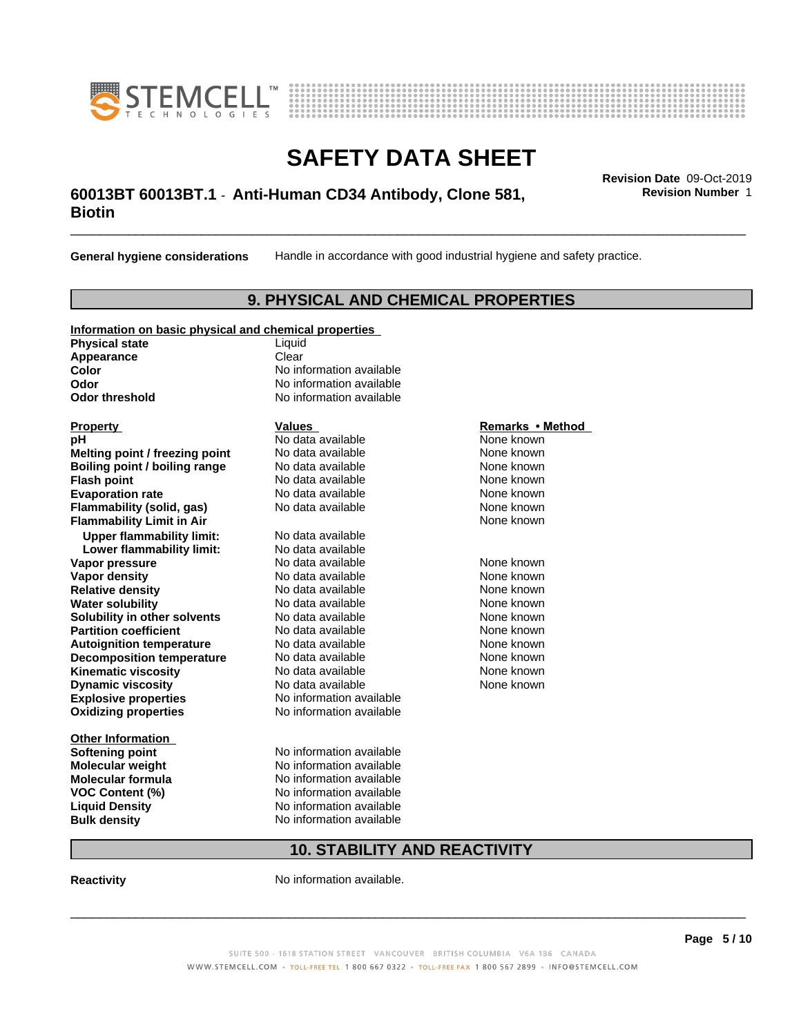**General hygiene considerations** Handle in accordance with good industrial hygiene and safety practice.

## 9. PHYSICAL AND CHEMICAL PROPERTIES

**Information on basic physical and chemical properties**

| | |
|---|---|
| **Physical state** | Liquid |
| **Appearance** | Clear |
| **Color** | No information available |
| **Odor** | No information available |
| **Odor threshold** | No information available |

| Property | Values | Remarks • Method |
|---|---|---|
| **pH** | No data available | None known |
| **Melting point / freezing point** | No data available | None known |
| **Boiling point / boiling range** | No data available | None known |
| **Flash point** | No data available | None known |
| **Evaporation rate** | No data available | None known |
| **Flammability (solid, gas)** | No data available | None known |
| **Flammability Limit in Air** | | None known |
| **Upper flammability limit:** | No data available | |
| **Lower flammability limit:** | No data available | |
| **Vapor pressure** | No data available | None known |
| **Vapor density** | No data available | None known |
| **Relative density** | No data available | None known |
| **Water solubility** | No data available | None known |
| **Solubility in other solvents** | No data available | None known |
| **Partition coefficient** | No data available | None known |
| **Autoignition temperature** | No data available | None known |
| **Decomposition temperature** | No data available | None known |
| **Kinematic viscosity** | No data available | None known |
| **Dynamic viscosity** | No data available | None known |
| **Explosive properties** | No information available | |
| **Oxidizing properties** | No information available | |

**Other Information**

| | |
|---|---|
| **Softening point** | No information available |
| **Molecular weight** | No information available |
| **Molecular formula** | No information available |
| **VOC Content (%)** | No information available |
| **Liquid Density** | No information available |
| **Bulk density** | No information available |

## 10. STABILITY AND REACTIVITY

**Reactivity** No information available.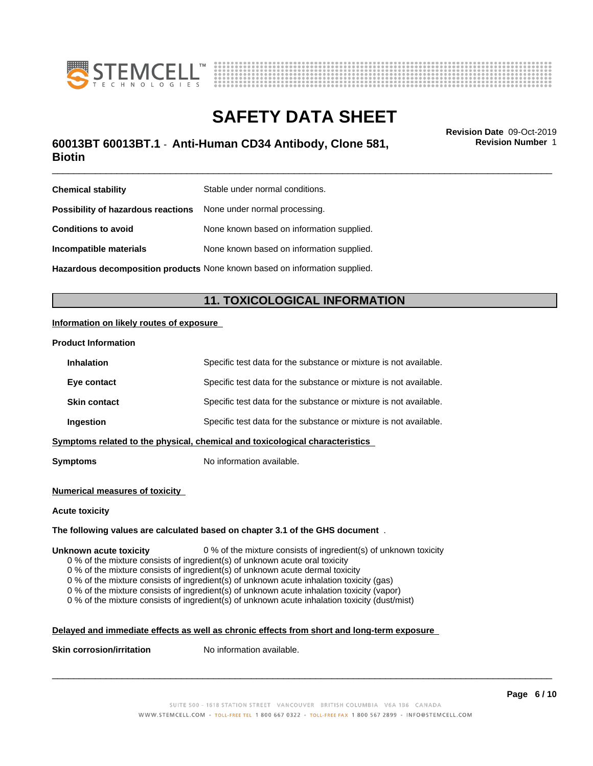| | |
|---|---|
| **Chemical stability** | Stable under normal conditions. |
| **Possibility of hazardous reactions** | None under normal processing. |
| **Conditions to avoid** | None known based on information supplied. |
| **Incompatible materials** | None known based on information supplied. |
| **Hazardous decomposition products** | None known based on information supplied. |

## 11. TOXICOLOGICAL INFORMATION

**Information on likely routes of exposure**

**Product Information**

| | |
|---|---|
| **Inhalation** | Specific test data for the substance or mixture is not available. |
| **Eye contact** | Specific test data for the substance or mixture is not available. |
| **Skin contact** | Specific test data for the substance or mixture is not available. |
| **Ingestion** | Specific test data for the substance or mixture is not available. |

**Symptoms related to the physical, chemical and toxicological characteristics**

**Symptoms** No information available.

**Numerical measures of toxicity**

**Acute toxicity**

**The following values are calculated based on chapter 3.1 of the GHS document** .

**Unknown acute toxicity** 0 % of the mixture consists of ingredient(s) of unknown toxicity

0 % of the mixture consists of ingredient(s) of unknown acute oral toxicity
0 % of the mixture consists of ingredient(s) of unknown acute dermal toxicity
0 % of the mixture consists of ingredient(s) of unknown acute inhalation toxicity (gas)
0 % of the mixture consists of ingredient(s) of unknown acute inhalation toxicity (vapor)
0 % of the mixture consists of ingredient(s) of unknown acute inhalation toxicity (dust/mist)

**Delayed and immediate effects as well as chronic effects from short and long-term exposure**

**Skin corrosion/irritation** No information available.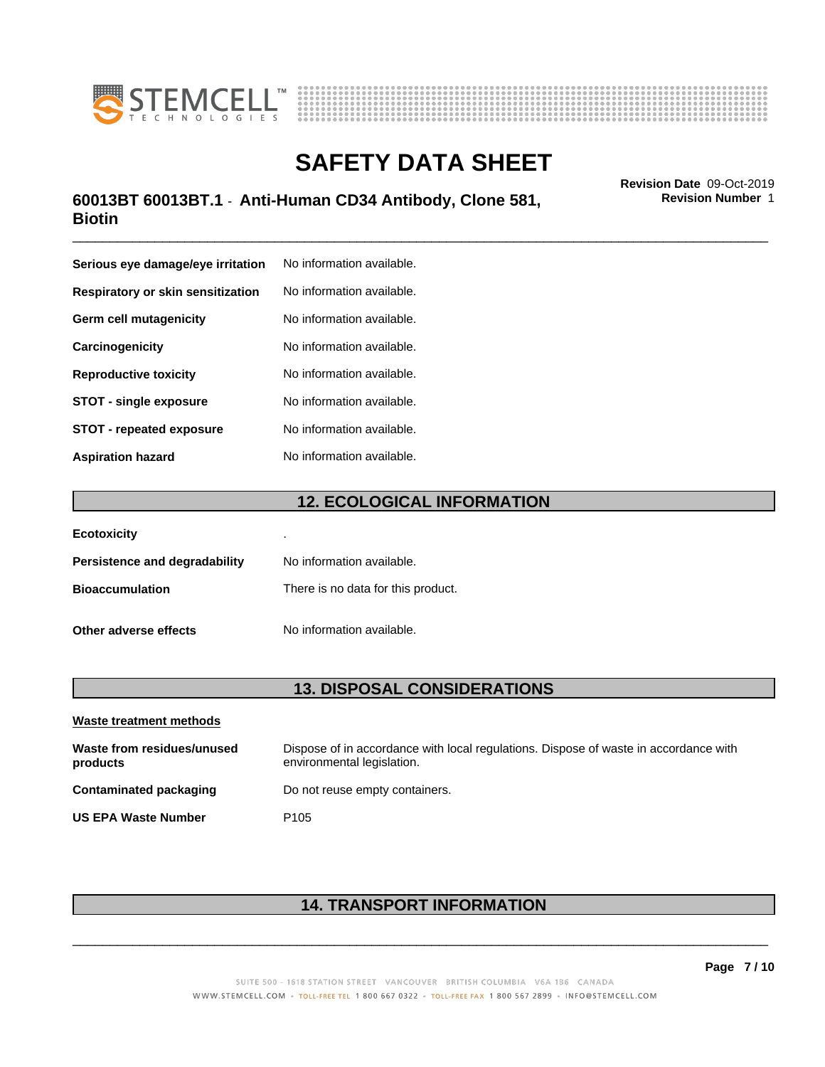| | |
|---|---|
| **Serious eye damage/eye irritation** | No information available. |
| **Respiratory or skin sensitization** | No information available. |
| **Germ cell mutagenicity** | No information available. |
| **Carcinogenicity** | No information available. |
| **Reproductive toxicity** | No information available. |
| **STOT - single exposure** | No information available. |
| **STOT - repeated exposure** | No information available. |
| **Aspiration hazard** | No information available. |

## 12. ECOLOGICAL INFORMATION

| | |
|---|---|
| **Ecotoxicity** | . |
| **Persistence and degradability** | No information available. |
| **Bioaccumulation** | There is no data for this product. |
| **Other adverse effects** | No information available. |

## 13. DISPOSAL CONSIDERATIONS

**Waste treatment methods**

| | |
|---|---|
| **Waste from residues/unused products** | Dispose of in accordance with local regulations. Dispose of waste in accordance with environmental legislation. |
| **Contaminated packaging** | Do not reuse empty containers. |
| **US EPA Waste Number** | P105 |

## 14. TRANSPORT INFORMATION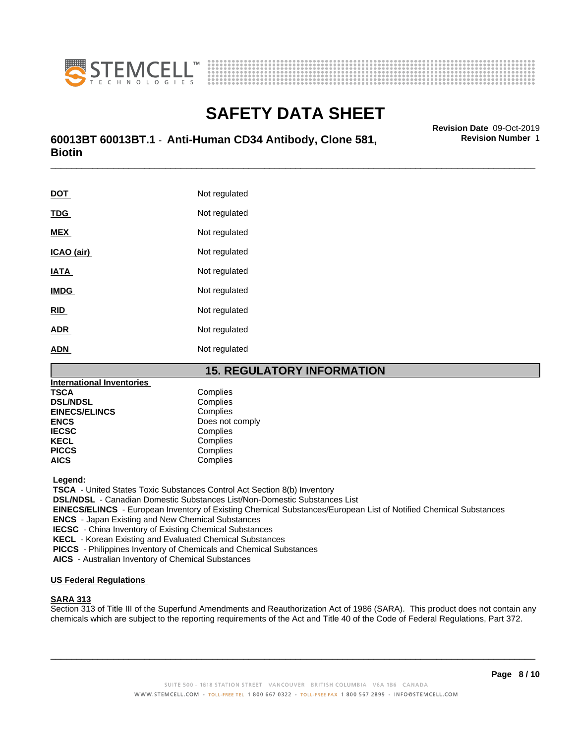| | |
|---|---|
| **DOT** | Not regulated |
| **TDG** | Not regulated |
| **MEX** | Not regulated |
| **ICAO (air)** | Not regulated |
| **IATA** | Not regulated |
| **IMDG** | Not regulated |
| **RID** | Not regulated |
| **ADR** | Not regulated |
| **ADN** | Not regulated |

## 15. REGULATORY INFORMATION

**International Inventories**

| | |
|---|---|
| **TSCA** | Complies |
| **DSL/NDSL** | Complies |
| **EINECS/ELINCS** | Complies |
| **ENCS** | Does not comply |
| **IECSC** | Complies |
| **KECL** | Complies |
| **PICCS** | Complies |
| **AICS** | Complies |

**Legend:**

**TSCA** - United States Toxic Substances Control Act Section 8(b) Inventory
**DSL/NDSL** - Canadian Domestic Substances List/Non-Domestic Substances List
**EINECS/ELINCS** - European Inventory of Existing Chemical Substances/European List of Notified Chemical Substances
**ENCS** - Japan Existing and New Chemical Substances
**IECSC** - China Inventory of Existing Chemical Substances
**KECL** - Korean Existing and Evaluated Chemical Substances
**PICCS** - Philippines Inventory of Chemicals and Chemical Substances
**AICS** - Australian Inventory of Chemical Substances

**US Federal Regulations**

**SARA 313**
Section 313 of Title III of the Superfund Amendments and Reauthorization Act of 1986 (SARA). This product does not contain any chemicals which are subject to the reporting requirements of the Act and Title 40 of the Code of Federal Regulations, Part 372.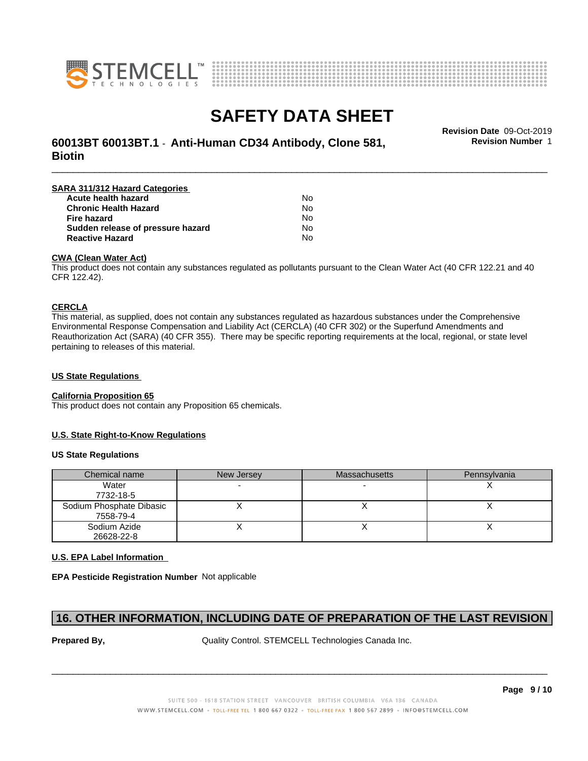**SARA 311/312 Hazard Categories**

| | |
|---|---|
| **Acute health hazard** | No |
| **Chronic Health Hazard** | No |
| **Fire hazard** | No |
| **Sudden release of pressure hazard** | No |
| **Reactive Hazard** | No |

**CWA (Clean Water Act)**

This product does not contain any substances regulated as pollutants pursuant to the Clean Water Act (40 CFR 122.21 and 40 CFR 122.42).

**CERCLA**

This material, as supplied, does not contain any substances regulated as hazardous substances under the Comprehensive Environmental Response Compensation and Liability Act (CERCLA) (40 CFR 302) or the Superfund Amendments and Reauthorization Act (SARA) (40 CFR 355). There may be specific reporting requirements at the local, regional, or state level pertaining to releases of this material.

**US State Regulations**

**California Proposition 65**

This product does not contain any Proposition 65 chemicals.

**U.S. State Right-to-Know Regulations**

**US State Regulations**

| Chemical name | New Jersey | Massachusetts | Pennsylvania |
|---|---|---|---|
| Water 7732-18-5 | - | - | X |
| Sodium Phosphate Dibasic 7558-79-4 | X | X | X |
| Sodium Azide 26628-22-8 | X | X | X |

**U.S. EPA Label Information**

**EPA Pesticide Registration Number** Not applicable

## 16. OTHER INFORMATION, INCLUDING DATE OF PREPARATION OF THE LAST REVISION

**Prepared By,** Quality Control. STEMCELL Technologies Canada Inc.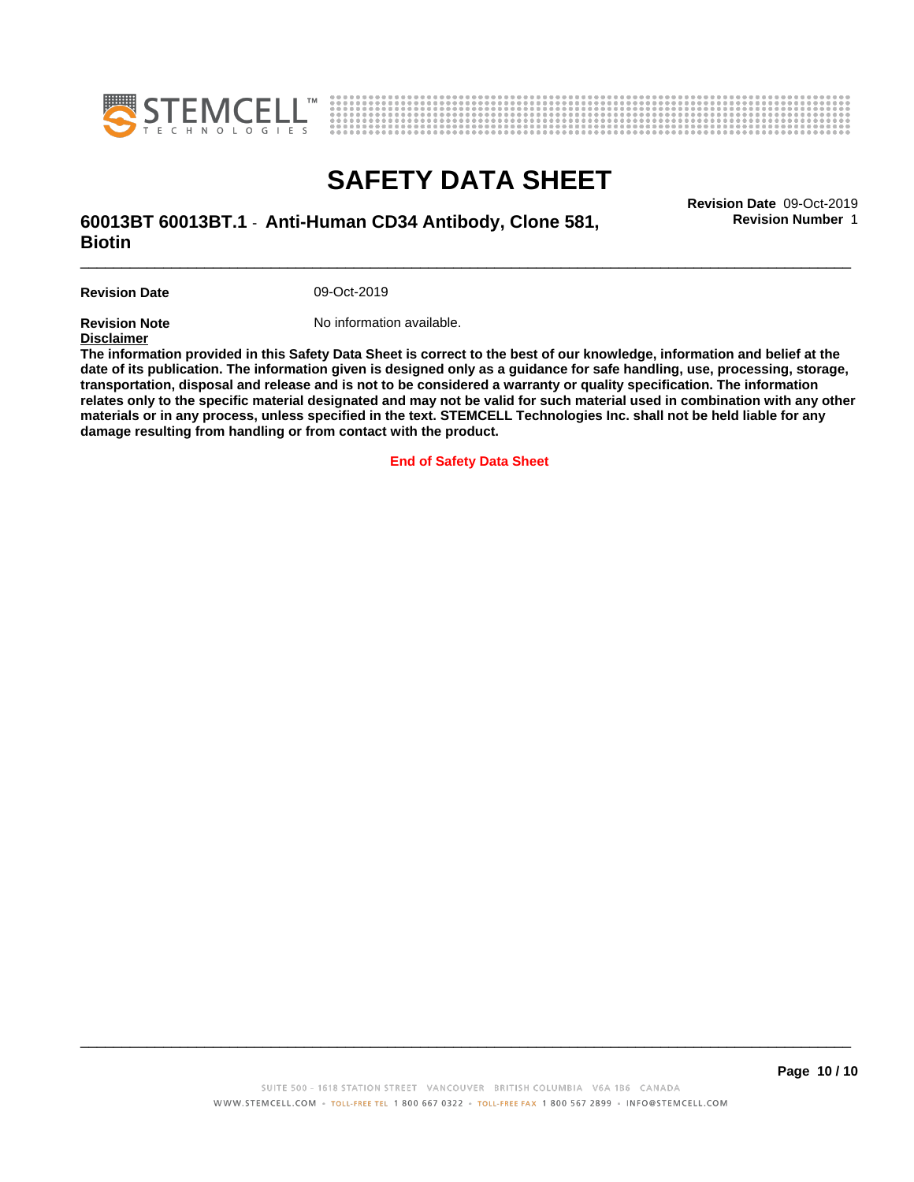**Revision Date** 09-Oct-2019

**Revision Note** No information available.

**Disclaimer**

**The information provided in this Safety Data Sheet is correct to the best of our knowledge, information and belief at the date of its publication. The information given is designed only as a guidance for safe handling, use, processing, storage, transportation, disposal and release and is not to be considered a warranty or quality specification. The information relates only to the specific material designated and may not be valid for such material used in combination with any other materials or in any process, unless specified in the text. STEMCELL Technologies Inc. shall not be held liable for any damage resulting from handling or from contact with the product.**

**End of Safety Data Sheet**